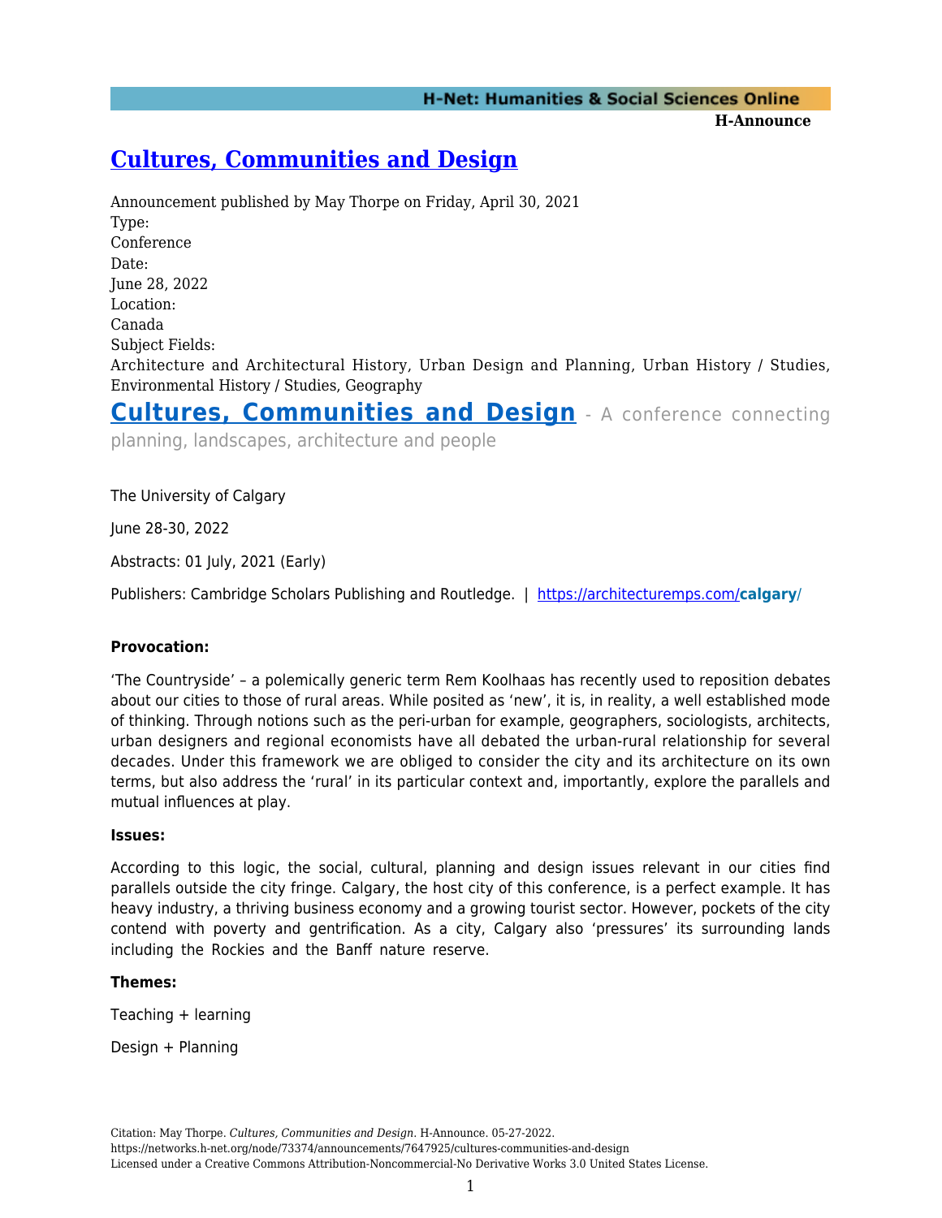# Cultures, Communities and Design

Announcement published by May Thorpe on Friday, April 30, 2021

Type:
Conference

Date:
June 28, 2022

Location:
Canada

Subject Fields:
Architecture and Architectural History, Urban Design and Planning, Urban History / Studies, Environmental History / Studies, Geography

## Cultures, Communities and Design - A conference connecting planning, landscapes, architecture and people

The University of Calgary

June 28-30, 2022

Abstracts: 01 July, 2021 (Early)

Publishers: Cambridge Scholars Publishing and Routledge. | https://architecturemps.com/calgary/

**Provocation:**

'The Countryside' – a polemically generic term Rem Koolhaas has recently used to reposition debates about our cities to those of rural areas. While posited as 'new', it is, in reality, a well established mode of thinking. Through notions such as the peri-urban for example, geographers, sociologists, architects, urban designers and regional economists have all debated the urban-rural relationship for several decades. Under this framework we are obliged to consider the city and its architecture on its own terms, but also address the 'rural' in its particular context and, importantly, explore the parallels and mutual influences at play.

**Issues:**

According to this logic, the social, cultural, planning and design issues relevant in our cities find parallels outside the city fringe. Calgary, the host city of this conference, is a perfect example. It has heavy industry, a thriving business economy and a growing tourist sector. However, pockets of the city contend with poverty and gentrification. As a city, Calgary also 'pressures' its surrounding lands including the Rockies and the Banff nature reserve.

**Themes:**

Teaching + learning

Design + Planning

Citation: May Thorpe. *Cultures, Communities and Design*. H-Announce. 05-27-2022.
https://networks.h-net.org/node/73374/announcements/7647925/cultures-communities-and-design
Licensed under a Creative Commons Attribution-Noncommercial-No Derivative Works 3.0 United States License.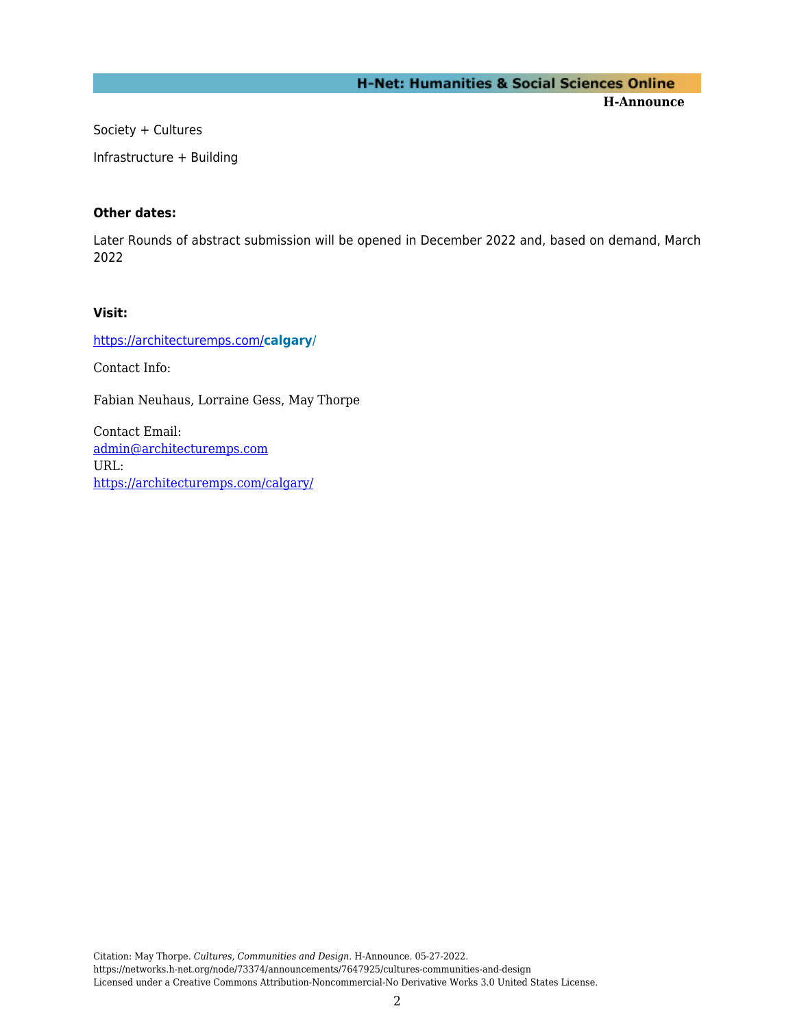Society + Cultures

Infrastructure + Building

**Other dates:**

Later Rounds of abstract submission will be opened in December 2022 and, based on demand, March 2022

**Visit:**

https://architecturemps.com/**calgary**/

Contact Info:

Fabian Neuhaus, Lorraine Gess, May Thorpe

Contact Email:
admin@architecturemps.com
URL:
https://architecturemps.com/calgary/

Citation: May Thorpe. *Cultures, Communities and Design*. H-Announce. 05-27-2022.
https://networks.h-net.org/node/73374/announcements/7647925/cultures-communities-and-design
Licensed under a Creative Commons Attribution-Noncommercial-No Derivative Works 3.0 United States License.